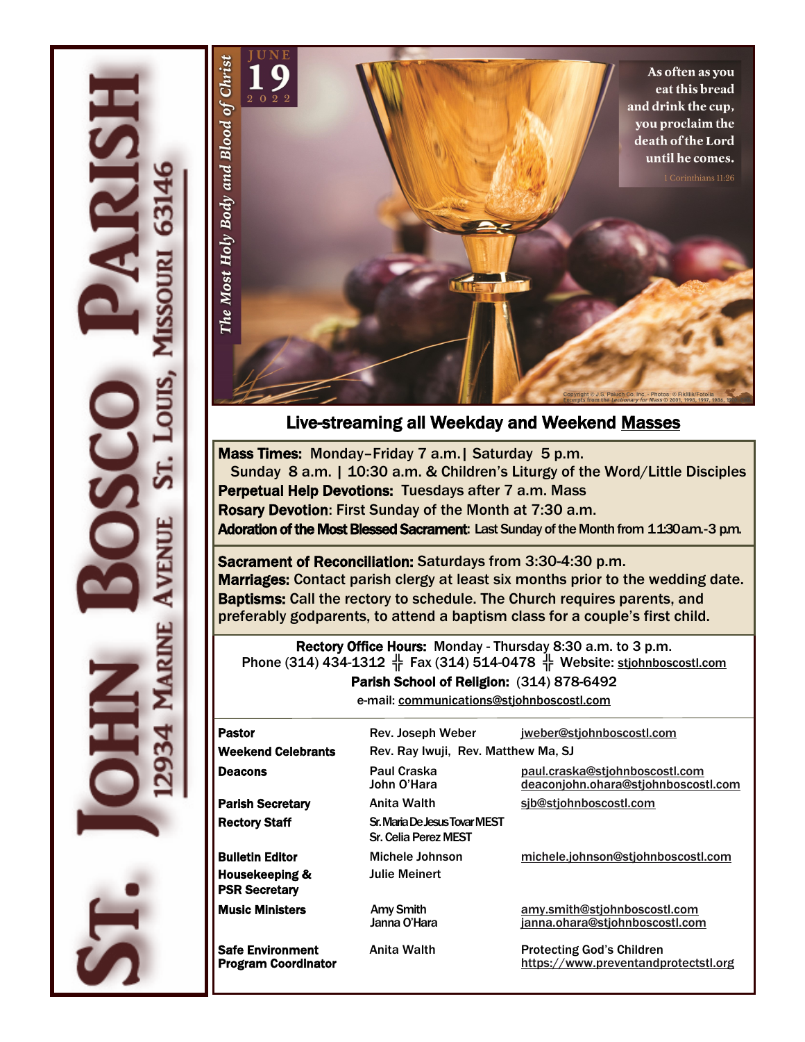# St. John Bosco Parish

12934 Marine Avenue St. Louis, Missouri 63146

*The Most Holy Body and Blood of Christ*

JUNE 19 2022

As often as you eat this bread and drink the cup, you proclaim the death of the Lord until he comes.
1 Corinthians 11:26

Copyright © J. S. Paluch Co. Inc. - Photos: © FikMik/Fotolia
Excerpts from the *Lectionary for Mass* © 2001, 1998, 1997, 1986, 1970

## Live-streaming all Weekday and Weekend Masses

**Mass Times:** Monday–Friday 7 a.m.| Saturday 5 p.m.
Sunday 8 a.m. | 10:30 a.m. & Children's Liturgy of the Word/Little Disciples
**Perpetual Help Devotions:** Tuesdays after 7 a.m. Mass
**Rosary Devotion**: First Sunday of the Month at 7:30 a.m.
**Adoration of the Most Blessed Sacrament**: Last Sunday of the Month from 11:30 a.m.-3 p.m.

**Sacrament of Reconciliation:** Saturdays from 3:30-4:30 p.m.
**Marriages:** Contact parish clergy at least six months prior to the wedding date.
**Baptisms:** Call the rectory to schedule. The Church requires parents, and preferably godparents, to attend a baptism class for a couple's first child.

**Rectory Office Hours:** Monday - Thursday 8:30 a.m. to 3 p.m.
Phone (314) 434-1312 ╬ Fax (314) 514-0478 ╬ Website: stjohnboscostl.com
**Parish School of Religion:** (314) 878-6492
e-mail: communications@stjohnboscostl.com

| | | |
|---|---|---|
| **Pastor** | Rev. Joseph Weber | jweber@stjohnboscostl.com |
| **Weekend Celebrants** | Rev. Ray Iwuji, Rev. Matthew Ma, SJ | |
| **Deacons** | Paul Craska<br>John O'Hara | paul.craska@stjohnboscostl.com<br>deaconjohn.ohara@stjohnboscostl.com |
| **Parish Secretary** | Anita Walth | sjb@stjohnboscostl.com |
| **Rectory Staff** | Sr. Maria De Jesus Tovar MEST<br>Sr. Celia Perez MEST | |
| **Bulletin Editor** | Michele Johnson | michele.johnson@stjohnboscostl.com |
| **Housekeeping & PSR Secretary** | Julie Meinert | |
| **Music Ministers** | Amy Smith<br>Janna O'Hara | amy.smith@stjohnboscostl.com<br>janna.ohara@stjohnboscostl.com |
| **Safe Environment Program Coordinator** | Anita Walth | Protecting God's Children<br>https://www.preventandprotectstl.org |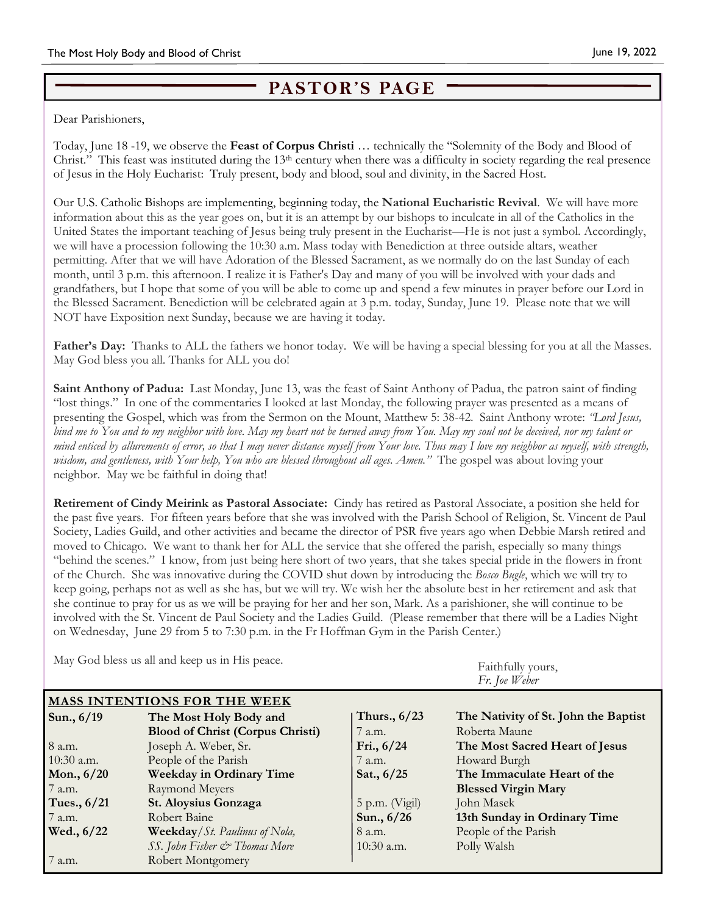## PASTOR'S PAGE

Dear Parishioners,

Today, June 18 -19, we observe the **Feast of Corpus Christi** … technically the "Solemnity of the Body and Blood of Christ." This feast was instituted during the 13th century when there was a difficulty in society regarding the real presence of Jesus in the Holy Eucharist: Truly present, body and blood, soul and divinity, in the Sacred Host.

Our U.S. Catholic Bishops are implementing, beginning today, the **National Eucharistic Revival**. We will have more information about this as the year goes on, but it is an attempt by our bishops to inculcate in all of the Catholics in the United States the important teaching of Jesus being truly present in the Eucharist—He is not just a symbol. Accordingly, we will have a procession following the 10:30 a.m. Mass today with Benediction at three outside altars, weather permitting. After that we will have Adoration of the Blessed Sacrament, as we normally do on the last Sunday of each month, until 3 p.m. this afternoon. I realize it is Father's Day and many of you will be involved with your dads and grandfathers, but I hope that some of you will be able to come up and spend a few minutes in prayer before our Lord in the Blessed Sacrament. Benediction will be celebrated again at 3 p.m. today, Sunday, June 19. Please note that we will NOT have Exposition next Sunday, because we are having it today.

**Father's Day:** Thanks to ALL the fathers we honor today. We will be having a special blessing for you at all the Masses. May God bless you all. Thanks for ALL you do!

**Saint Anthony of Padua:** Last Monday, June 13, was the feast of Saint Anthony of Padua, the patron saint of finding "lost things." In one of the commentaries I looked at last Monday, the following prayer was presented as a means of presenting the Gospel, which was from the Sermon on the Mount, Matthew 5: 38-42. Saint Anthony wrote: *"Lord Jesus, bind me to You and to my neighbor with love. May my heart not be turned away from You. May my soul not be deceived, nor my talent or mind enticed by allurements of error, so that I may never distance myself from Your love. Thus may I love my neighbor as myself, with strength, wisdom, and gentleness, with Your help, You who are blessed throughout all ages. Amen."* The gospel was about loving your neighbor. May we be faithful in doing that!

**Retirement of Cindy Meirink as Pastoral Associate:** Cindy has retired as Pastoral Associate, a position she held for the past five years. For fifteen years before that she was involved with the Parish School of Religion, St. Vincent de Paul Society, Ladies Guild, and other activities and became the director of PSR five years ago when Debbie Marsh retired and moved to Chicago. We want to thank her for ALL the service that she offered the parish, especially so many things "behind the scenes." I know, from just being here short of two years, that she takes special pride in the flowers in front of the Church. She was innovative during the COVID shut down by introducing the *Bosco Bugle*, which we will try to keep going, perhaps not as well as she has, but we will try. We wish her the absolute best in her retirement and ask that she continue to pray for us as we will be praying for her and her son, Mark. As a parishioner, she will continue to be involved with the St. Vincent de Paul Society and the Ladies Guild. (Please remember that there will be a Ladies Night on Wednesday, June 29 from 5 to 7:30 p.m. in the Fr Hoffman Gym in the Parish Center.)

May God bless us all and keep us in His peace.

Faithfully yours,
*Fr. Joe Weber*

### MASS INTENTIONS FOR THE WEEK

**Sun., 6/19** — **The Most Holy Body and Blood of Christ (Corpus Christi)**
- 8 a.m. — Joseph A. Weber, Sr.
- 10:30 a.m. — People of the Parish

**Mon., 6/20** — **Weekday in Ordinary Time**
- 7 a.m. — Raymond Meyers

**Tues., 6/21** — **St. Aloysius Gonzaga**
- 7 a.m. — Robert Baine

**Wed., 6/22** — **Weekday**/*St. Paulinus of Nola, SS. John Fisher & Thomas More*
- 7 a.m. — Robert Montgomery

**Thurs., 6/23** — **The Nativity of St. John the Baptist**
- 7 a.m. — Roberta Maune

**Fri., 6/24** — **The Most Sacred Heart of Jesus**
- 7 a.m. — Howard Burgh

**Sat., 6/25** — **The Immaculate Heart of the Blessed Virgin Mary**
- 5 p.m. (Vigil) — John Masek

**Sun., 6/26** — **13th Sunday in Ordinary Time**
- 8 a.m. — People of the Parish
- 10:30 a.m. — Polly Walsh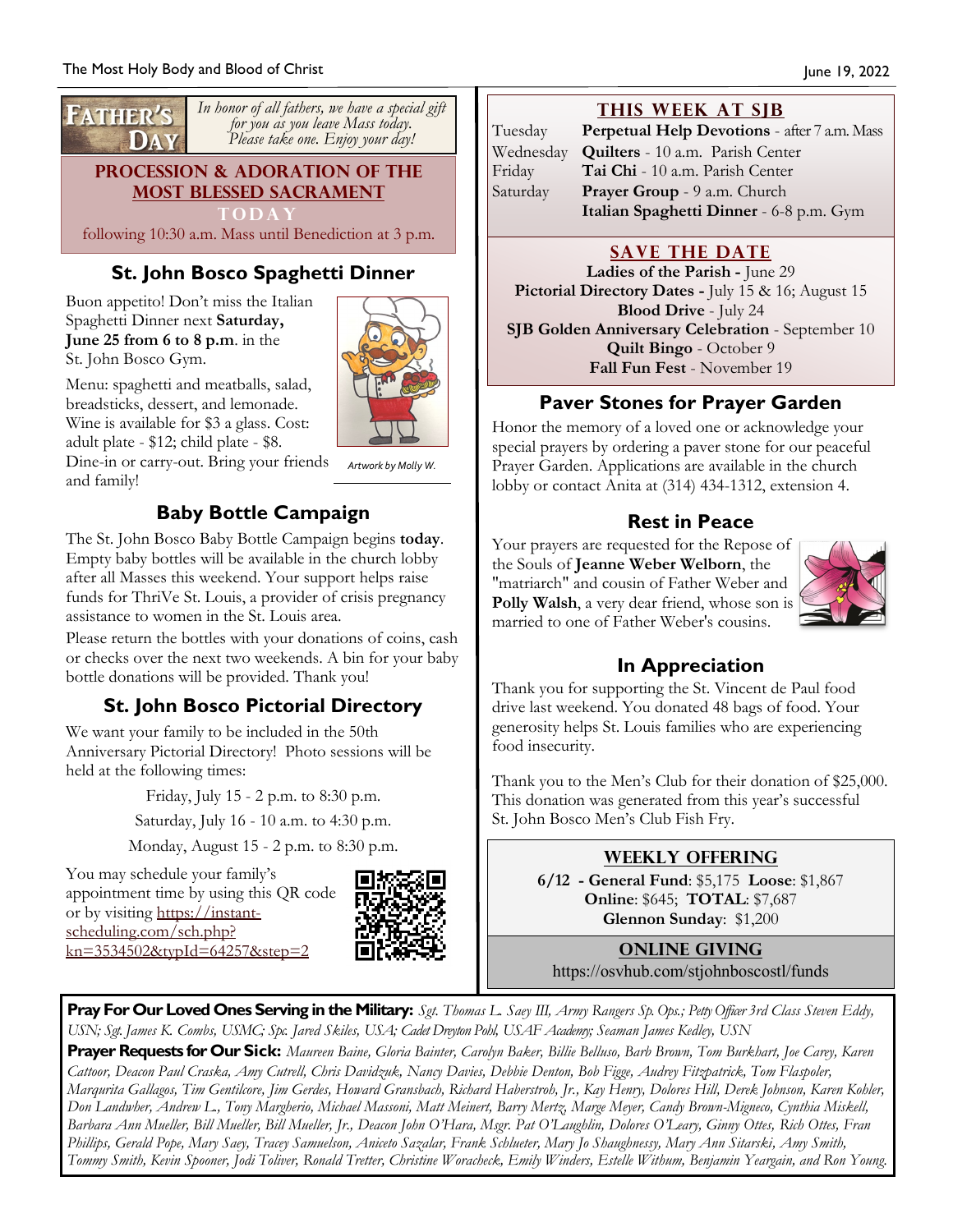**FATHER'S DAY**

*In honor of all fathers, we have a special gift for you as you leave Mass today. Please take one. Enjoy your day!*

**PROCESSION & ADORATION OF THE MOST BLESSED SACRAMENT**

**TODAY**

following 10:30 a.m. Mass until Benediction at 3 p.m.

## St. John Bosco Spaghetti Dinner

Buon appetito! Don't miss the Italian Spaghetti Dinner next **Saturday, June 25 from 6 to 8 p.m**. in the St. John Bosco Gym.

Menu: spaghetti and meatballs, salad, breadsticks, dessert, and lemonade. Wine is available for $3 a glass. Cost: adult plate - $12; child plate - $8. Dine-in or carry-out. Bring your friends and family!

*Artwork by Molly W.*

## Baby Bottle Campaign

The St. John Bosco Baby Bottle Campaign begins **today**. Empty baby bottles will be available in the church lobby after all Masses this weekend. Your support helps raise funds for ThriVe St. Louis, a provider of crisis pregnancy assistance to women in the St. Louis area.

Please return the bottles with your donations of coins, cash or checks over the next two weekends. A bin for your baby bottle donations will be provided. Thank you!

## St. John Bosco Pictorial Directory

We want your family to be included in the 50th Anniversary Pictorial Directory! Photo sessions will be held at the following times:

Friday, July 15 - 2 p.m. to 8:30 p.m.

Saturday, July 16 - 10 a.m. to 4:30 p.m.

Monday, August 15 - 2 p.m. to 8:30 p.m.

You may schedule your family's appointment time by using this QR code or by visiting https://instant-scheduling.com/sch.php?kn=3534502&typId=64257&step=2

## THIS WEEK AT SJB

| | |
|---|---|
| Tuesday | **Perpetual Help Devotions** - after 7 a.m. Mass |
| Wednesday | **Quilters** - 10 a.m. Parish Center |
| Friday | **Tai Chi** - 10 a.m. Parish Center |
| Saturday | **Prayer Group** - 9 a.m. Church |
| | **Italian Spaghetti Dinner** - 6-8 p.m. Gym |

## SAVE THE DATE

**Ladies of the Parish -** June 29
**Pictorial Directory Dates -** July 15 & 16; August 15
**Blood Drive** - July 24
**SJB Golden Anniversary Celebration** - September 10
**Quilt Bingo** - October 9
**Fall Fun Fest** - November 19

## Paver Stones for Prayer Garden

Honor the memory of a loved one or acknowledge your special prayers by ordering a paver stone for our peaceful Prayer Garden. Applications are available in the church lobby or contact Anita at (314) 434-1312, extension 4.

## Rest in Peace

Your prayers are requested for the Repose of the Souls of **Jeanne Weber Welborn**, the "matriarch" and cousin of Father Weber and **Polly Walsh**, a very dear friend, whose son is married to one of Father Weber's cousins.

## In Appreciation

Thank you for supporting the St. Vincent de Paul food drive last weekend. You donated 48 bags of food. Your generosity helps St. Louis families who are experiencing food insecurity.

Thank you to the Men's Club for their donation of $25,000. This donation was generated from this year's successful St. John Bosco Men's Club Fish Fry.

## WEEKLY OFFERING

**6/12 - General Fund**: $5,175 **Loose**: $1,867
**Online**: $645; **TOTAL**: $7,687
**Glennon Sunday**: $1,200

## ONLINE GIVING

https://osvhub.com/stjohnboscostl/funds

**Pray For Our Loved Ones Serving in the Military:** *Sgt. Thomas L. Saey III, Army Rangers Sp. Ops.; Petty Officer 3rd Class Steven Eddy, USN; Sgt. James K. Combs, USMC; Spc. Jared Skiles, USA; Cadet Dreyton Pohl, USAF Academy; Seaman James Kedley, USN*

**Prayer Requests for Our Sick:** *Maureen Baine, Gloria Bainter, Carolyn Baker, Billie Belluso, Barb Brown, Tom Burkhart, Joe Carey, Karen Cattoor, Deacon Paul Craska, Amy Cutrell, Chris Davidzuk, Nancy Davies, Debbie Denton, Bob Figge, Audrey Fitzpatrick, Tom Flaspoler, Marqurita Gallagos, Tim Gentilcore, Jim Gerdes, Howard Gransbach, Richard Haberstroh, Jr., Kay Henry, Dolores Hill, Derek Johnson, Karen Kohler, Don Landwher, Andrew L., Tony Margherio, Michael Massoni, Matt Meinert, Barry Mertz, Marge Meyer, Candy Brown-Migneco, Cynthia Miskell, Barbara Ann Mueller, Bill Mueller, Bill Mueller, Jr., Deacon John O'Hara, Msgr. Pat O'Laughlin, Dolores O'Leary, Ginny Ottes, Rich Ottes, Fran Phillips, Gerald Pope, Mary Saey, Tracey Samuelson, Aniceto Sazalar, Frank Schlueter, Mary Jo Shaughnessy, Mary Ann Sitarski, Amy Smith, Tommy Smith, Kevin Spooner, Jodi Toliver, Ronald Tretter, Christine Woracheck, Emily Winders, Estelle Withum, Benjamin Yeargain, and Ron Young.*